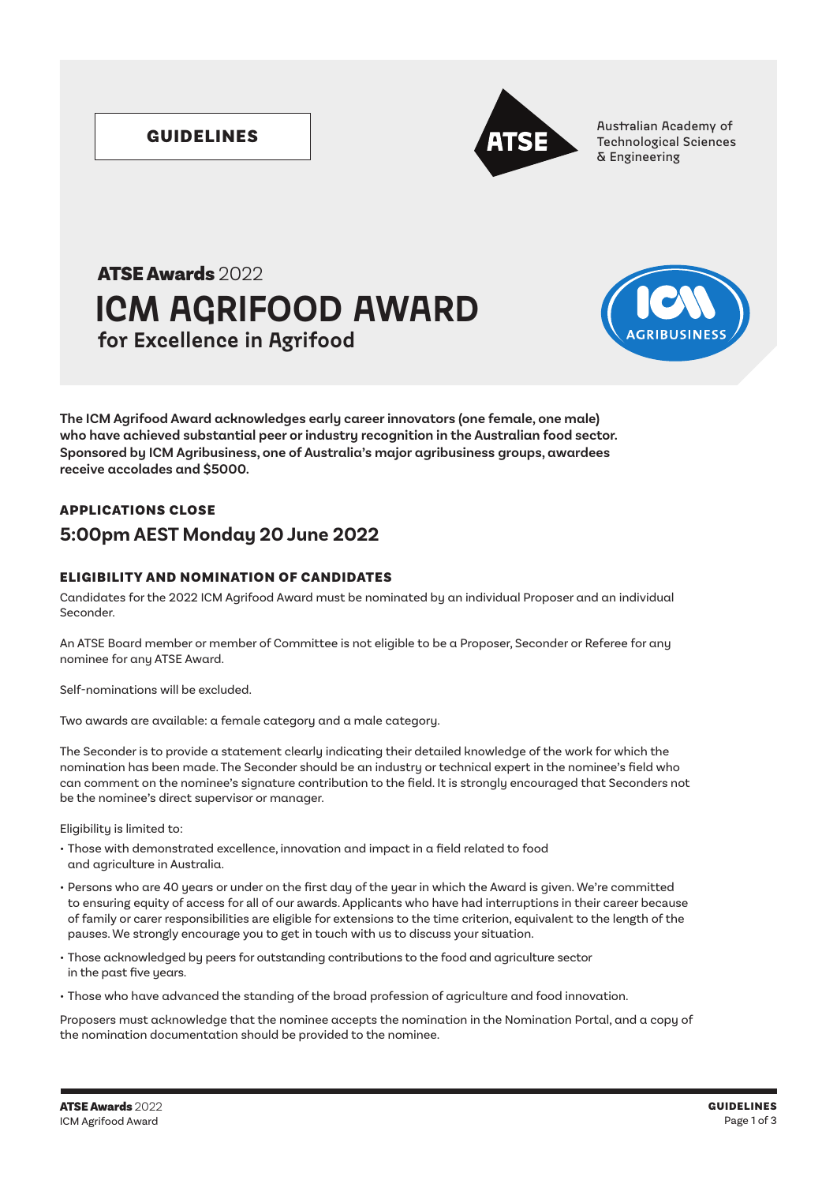**GUIDELINES**

Australian Academy of Technological Sciences & Engineering

**ATSE Awards** 2022

# ICM AGRIFOOD AWARD

## for Excellence in Agrifood

**The ICM Agrifood Award acknowledges early career innovators (one female, one male) who have achieved substantial peer or industry recognition in the Australian food sector. Sponsored by ICM Agribusiness, one of Australia's major agribusiness groups, awardees receive accolades and $5000.**

### APPLICATIONS CLOSE

## 5:00pm AEST Monday 20 June 2022

### ELIGIBILITY AND NOMINATION OF CANDIDATES

Candidates for the 2022 ICM Agrifood Award must be nominated by an individual Proposer and an individual Seconder.

An ATSE Board member or member of Committee is not eligible to be a Proposer, Seconder or Referee for any nominee for any ATSE Award.

Self-nominations will be excluded.

Two awards are available: a female category and a male category.

The Seconder is to provide a statement clearly indicating their detailed knowledge of the work for which the nomination has been made. The Seconder should be an industry or technical expert in the nominee's field who can comment on the nominee's signature contribution to the field. It is strongly encouraged that Seconders not be the nominee's direct supervisor or manager.

Eligibility is limited to:

- Those with demonstrated excellence, innovation and impact in a field related to food and agriculture in Australia.
- Persons who are 40 years or under on the first day of the year in which the Award is given. We're committed to ensuring equity of access for all of our awards. Applicants who have had interruptions in their career because of family or carer responsibilities are eligible for extensions to the time criterion, equivalent to the length of the pauses. We strongly encourage you to get in touch with us to discuss your situation.
- Those acknowledged by peers for outstanding contributions to the food and agriculture sector in the past five years.
- Those who have advanced the standing of the broad profession of agriculture and food innovation.

Proposers must acknowledge that the nominee accepts the nomination in the Nomination Portal, and a copy of the nomination documentation should be provided to the nominee.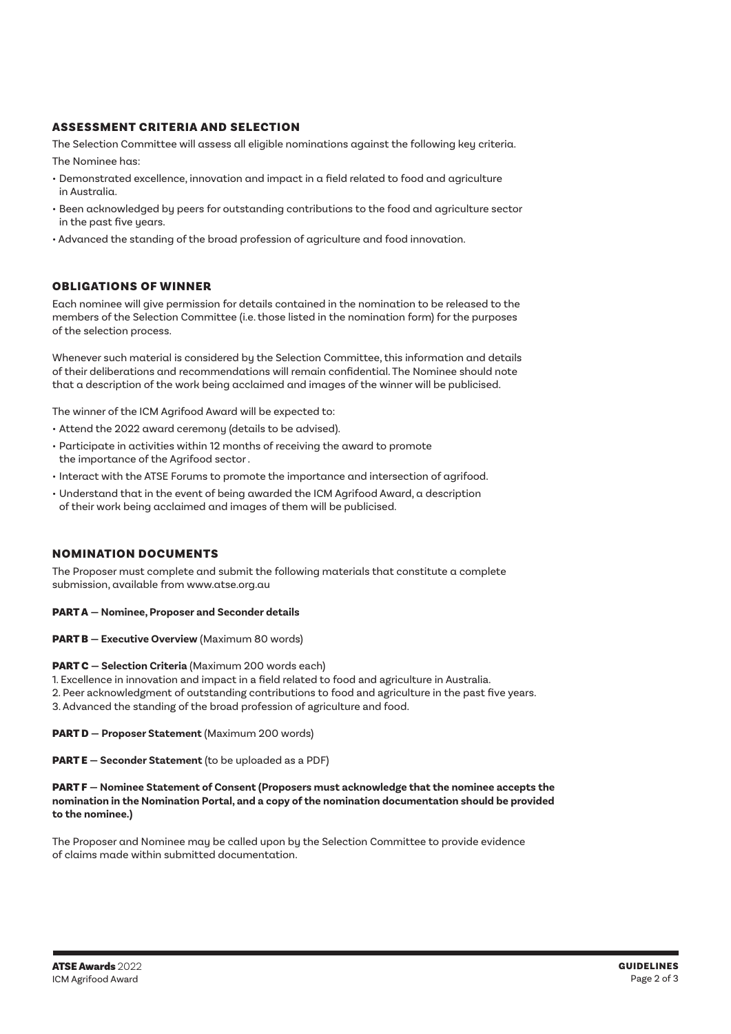## ASSESSMENT CRITERIA AND SELECTION

The Selection Committee will assess all eligible nominations against the following key criteria.

The Nominee has:

- Demonstrated excellence, innovation and impact in a field related to food and agriculture in Australia.
- Been acknowledged by peers for outstanding contributions to the food and agriculture sector in the past five years.
- Advanced the standing of the broad profession of agriculture and food innovation.

## OBLIGATIONS OF WINNER

Each nominee will give permission for details contained in the nomination to be released to the members of the Selection Committee (i.e. those listed in the nomination form) for the purposes of the selection process.

Whenever such material is considered by the Selection Committee, this information and details of their deliberations and recommendations will remain confidential. The Nominee should note that a description of the work being acclaimed and images of the winner will be publicised.

The winner of the ICM Agrifood Award will be expected to:

- Attend the 2022 award ceremony (details to be advised).
- Participate in activities within 12 months of receiving the award to promote the importance of the Agrifood sector .
- Interact with the ATSE Forums to promote the importance and intersection of agrifood.
- Understand that in the event of being awarded the ICM Agrifood Award, a description of their work being acclaimed and images of them will be publicised.

## NOMINATION DOCUMENTS

The Proposer must complete and submit the following materials that constitute a complete submission, available from www.atse.org.au

**PART A — Nominee, Proposer and Seconder details**

**PART B — Executive Overview** (Maximum 80 words)

**PART C — Selection Criteria** (Maximum 200 words each)

1. Excellence in innovation and impact in a field related to food and agriculture in Australia.
2. Peer acknowledgment of outstanding contributions to food and agriculture in the past five years.
3. Advanced the standing of the broad profession of agriculture and food.

**PART D — Proposer Statement** (Maximum 200 words)

**PART E — Seconder Statement** (to be uploaded as a PDF)

**PART F — Nominee Statement of Consent (Proposers must acknowledge that the nominee accepts the nomination in the Nomination Portal, and a copy of the nomination documentation should be provided to the nominee.)**

The Proposer and Nominee may be called upon by the Selection Committee to provide evidence of claims made within submitted documentation.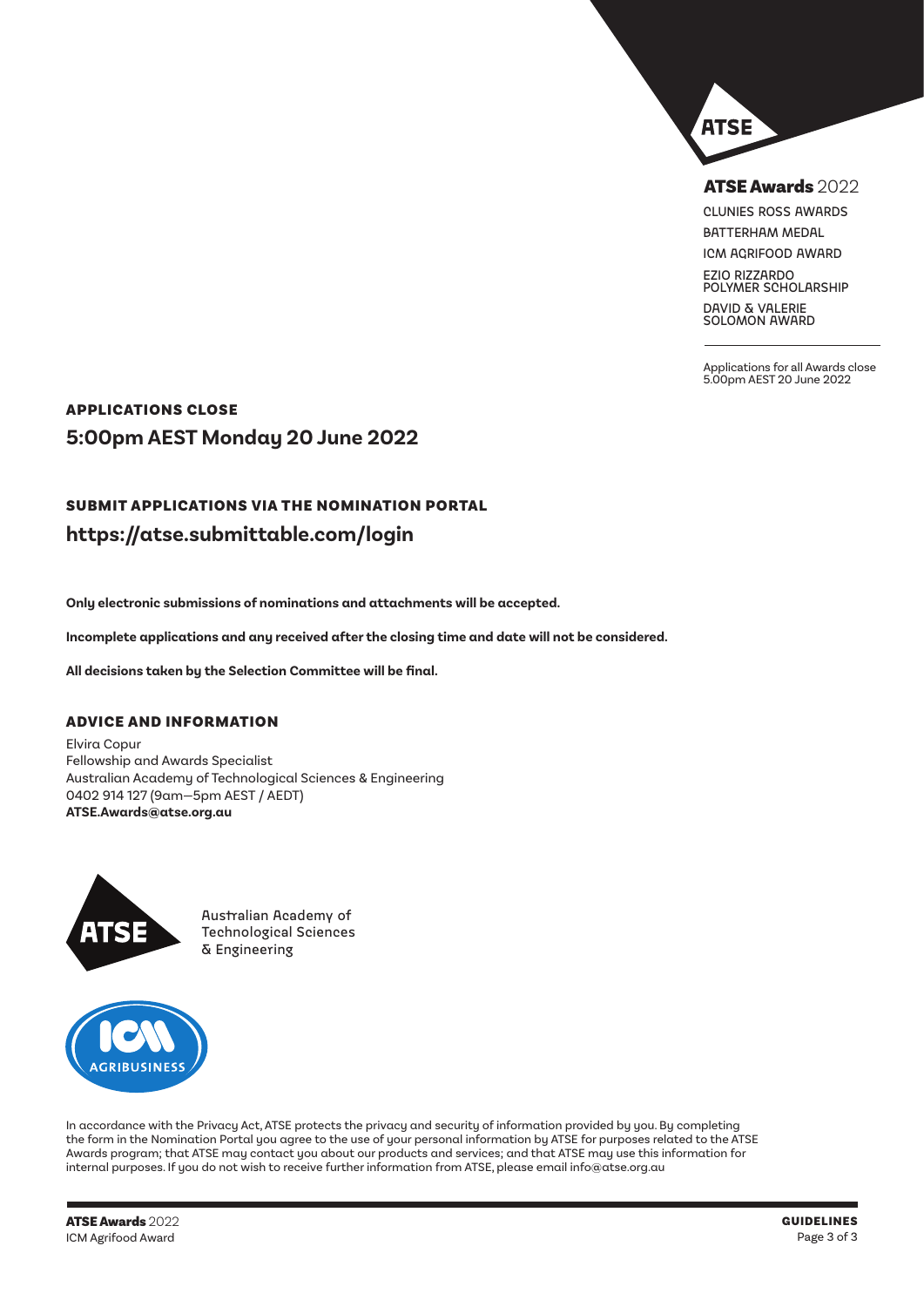ATSE

**ATSE Awards** 2022

CLUNIES ROSS AWARDS

BATTERHAM MEDAL

ICM AGRIFOOD AWARD

EZIO RIZZARDO POLYMER SCHOLARSHIP

DAVID & VALERIE SOLOMON AWARD

Applications for all Awards close 5.00pm AEST 20 June 2022

## APPLICATIONS CLOSE

### 5:00pm AEST Monday 20 June 2022

## SUBMIT APPLICATIONS VIA THE NOMINATION PORTAL

### https://atse.submittable.com/login

**Only electronic submissions of nominations and attachments will be accepted.**

**Incomplete applications and any received after the closing time and date will not be considered.**

**All decisions taken by the Selection Committee will be final.**

## ADVICE AND INFORMATION

Elvira Copur
Fellowship and Awards Specialist
Australian Academy of Technological Sciences & Engineering
0402 914 127 (9am—5pm AEST / AEDT)
**ATSE.Awards@atse.org.au**

ATSE Australian Academy of Technological Sciences & Engineering

ICM AGRIBUSINESS

In accordance with the Privacy Act, ATSE protects the privacy and security of information provided by you. By completing the form in the Nomination Portal you agree to the use of your personal information by ATSE for purposes related to the ATSE Awards program; that ATSE may contact you about our products and services; and that ATSE may use this information for internal purposes. If you do not wish to receive further information from ATSE, please email info@atse.org.au